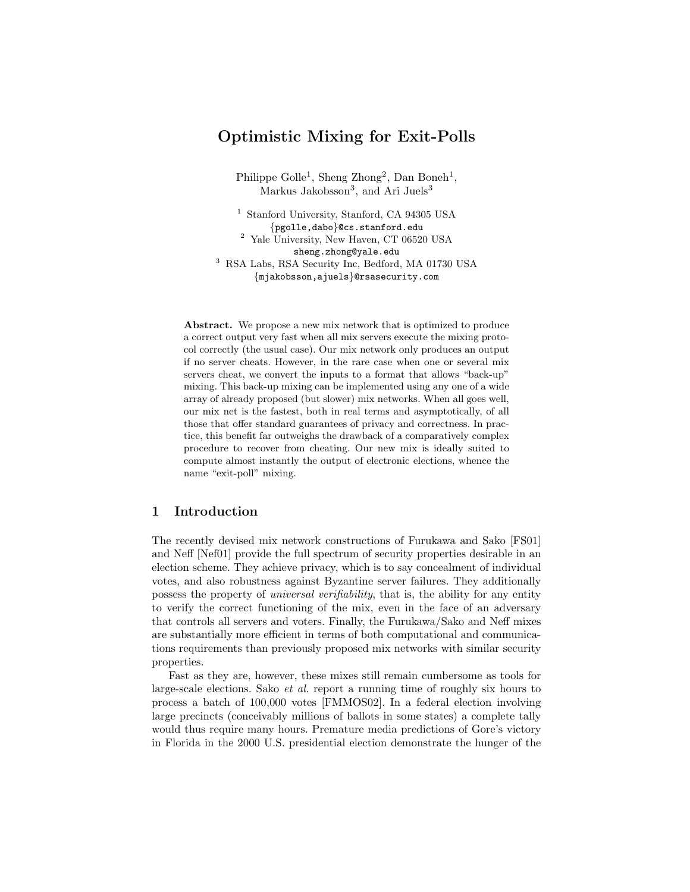# Optimistic Mixing for Exit-Polls

Philippe Golle[1], Sheng Zhong[2], Dan Boneh[1], Markus Jakobsson[3], and Ari Juels[3]

[1] Stanford University, Stanford, CA 94305 USA
{pgolle,dabo}@cs.stanford.edu

[2] Yale University, New Haven, CT 06520 USA
sheng.zhong@yale.edu

[3] RSA Labs, RSA Security Inc, Bedford, MA 01730 USA
{mjakobsson,ajuels}@rsasecurity.com

**Abstract.** We propose a new mix network that is optimized to produce a correct output very fast when all mix servers execute the mixing protocol correctly (the usual case). Our mix network only produces an output if no server cheats. However, in the rare case when one or several mix servers cheat, we convert the inputs to a format that allows "back-up" mixing. This back-up mixing can be implemented using any one of a wide array of already proposed (but slower) mix networks. When all goes well, our mix net is the fastest, both in real terms and asymptotically, of all those that offer standard guarantees of privacy and correctness. In practice, this benefit far outweighs the drawback of a comparatively complex procedure to recover from cheating. Our new mix is ideally suited to compute almost instantly the output of electronic elections, whence the name "exit-poll" mixing.

## 1 Introduction

The recently devised mix network constructions of Furukawa and Sako [FS01] and Neff [Nef01] provide the full spectrum of security properties desirable in an election scheme. They achieve privacy, which is to say concealment of individual votes, and also robustness against Byzantine server failures. They additionally possess the property of *universal verifiability*, that is, the ability for any entity to verify the correct functioning of the mix, even in the face of an adversary that controls all servers and voters. Finally, the Furukawa/Sako and Neff mixes are substantially more efficient in terms of both computational and communications requirements than previously proposed mix networks with similar security properties.

Fast as they are, however, these mixes still remain cumbersome as tools for large-scale elections. Sako *et al.* report a running time of roughly six hours to process a batch of 100,000 votes [FMMOS02]. In a federal election involving large precincts (conceivably millions of ballots in some states) a complete tally would thus require many hours. Premature media predictions of Gore's victory in Florida in the 2000 U.S. presidential election demonstrate the hunger of the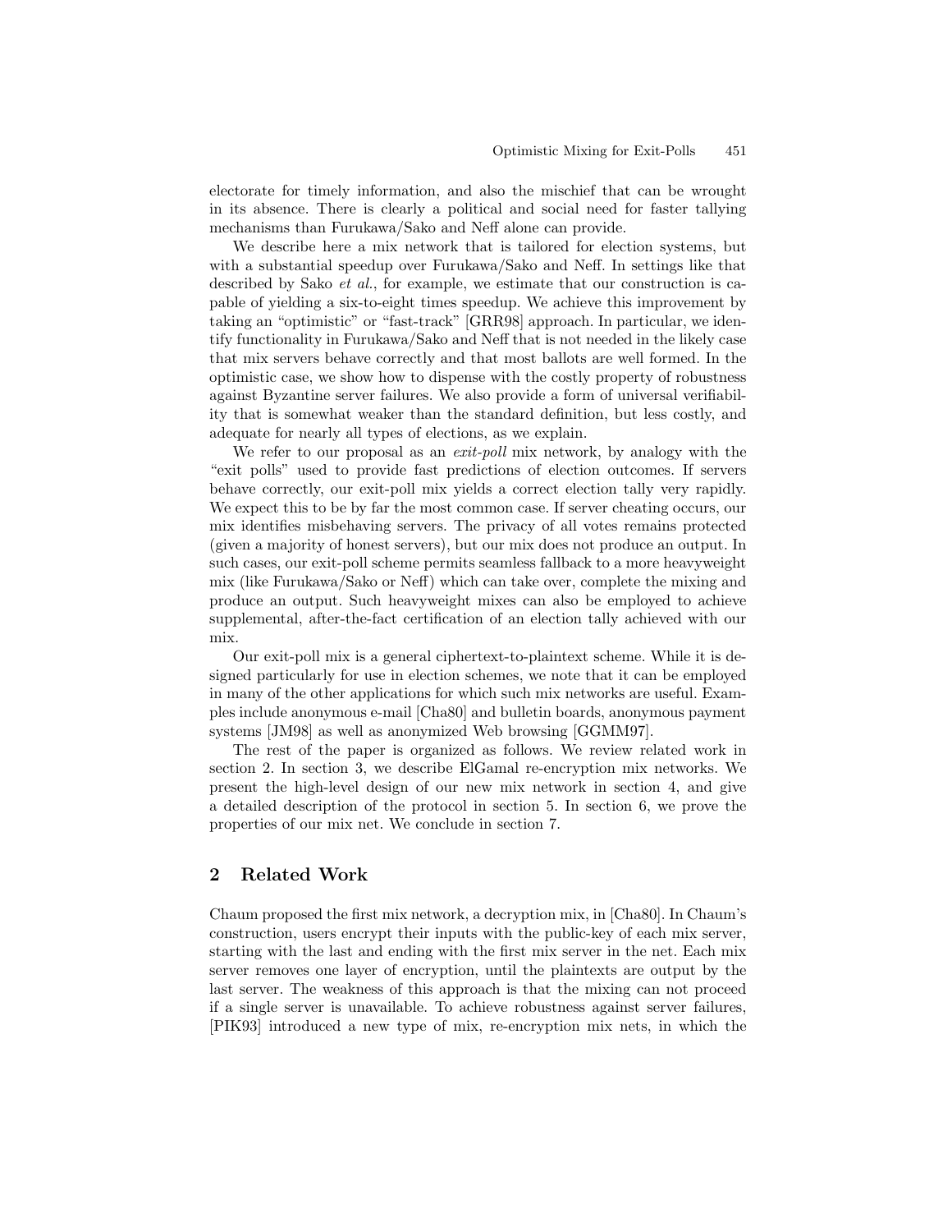electorate for timely information, and also the mischief that can be wrought in its absence. There is clearly a political and social need for faster tallying mechanisms than Furukawa/Sako and Neff alone can provide.

We describe here a mix network that is tailored for election systems, but with a substantial speedup over Furukawa/Sako and Neff. In settings like that described by Sako *et al.*, for example, we estimate that our construction is capable of yielding a six-to-eight times speedup. We achieve this improvement by taking an "optimistic" or "fast-track" [GRR98] approach. In particular, we identify functionality in Furukawa/Sako and Neff that is not needed in the likely case that mix servers behave correctly and that most ballots are well formed. In the optimistic case, we show how to dispense with the costly property of robustness against Byzantine server failures. We also provide a form of universal verifiability that is somewhat weaker than the standard definition, but less costly, and adequate for nearly all types of elections, as we explain.

We refer to our proposal as an *exit-poll* mix network, by analogy with the "exit polls" used to provide fast predictions of election outcomes. If servers behave correctly, our exit-poll mix yields a correct election tally very rapidly. We expect this to be by far the most common case. If server cheating occurs, our mix identifies misbehaving servers. The privacy of all votes remains protected (given a majority of honest servers), but our mix does not produce an output. In such cases, our exit-poll scheme permits seamless fallback to a more heavyweight mix (like Furukawa/Sako or Neff) which can take over, complete the mixing and produce an output. Such heavyweight mixes can also be employed to achieve supplemental, after-the-fact certification of an election tally achieved with our mix.

Our exit-poll mix is a general ciphertext-to-plaintext scheme. While it is designed particularly for use in election schemes, we note that it can be employed in many of the other applications for which such mix networks are useful. Examples include anonymous e-mail [Cha80] and bulletin boards, anonymous payment systems [JM98] as well as anonymized Web browsing [GGMM97].

The rest of the paper is organized as follows. We review related work in section 2. In section 3, we describe ElGamal re-encryption mix networks. We present the high-level design of our new mix network in section 4, and give a detailed description of the protocol in section 5. In section 6, we prove the properties of our mix net. We conclude in section 7.

## 2 Related Work

Chaum proposed the first mix network, a decryption mix, in [Cha80]. In Chaum's construction, users encrypt their inputs with the public-key of each mix server, starting with the last and ending with the first mix server in the net. Each mix server removes one layer of encryption, until the plaintexts are output by the last server. The weakness of this approach is that the mixing can not proceed if a single server is unavailable. To achieve robustness against server failures, [PIK93] introduced a new type of mix, re-encryption mix nets, in which the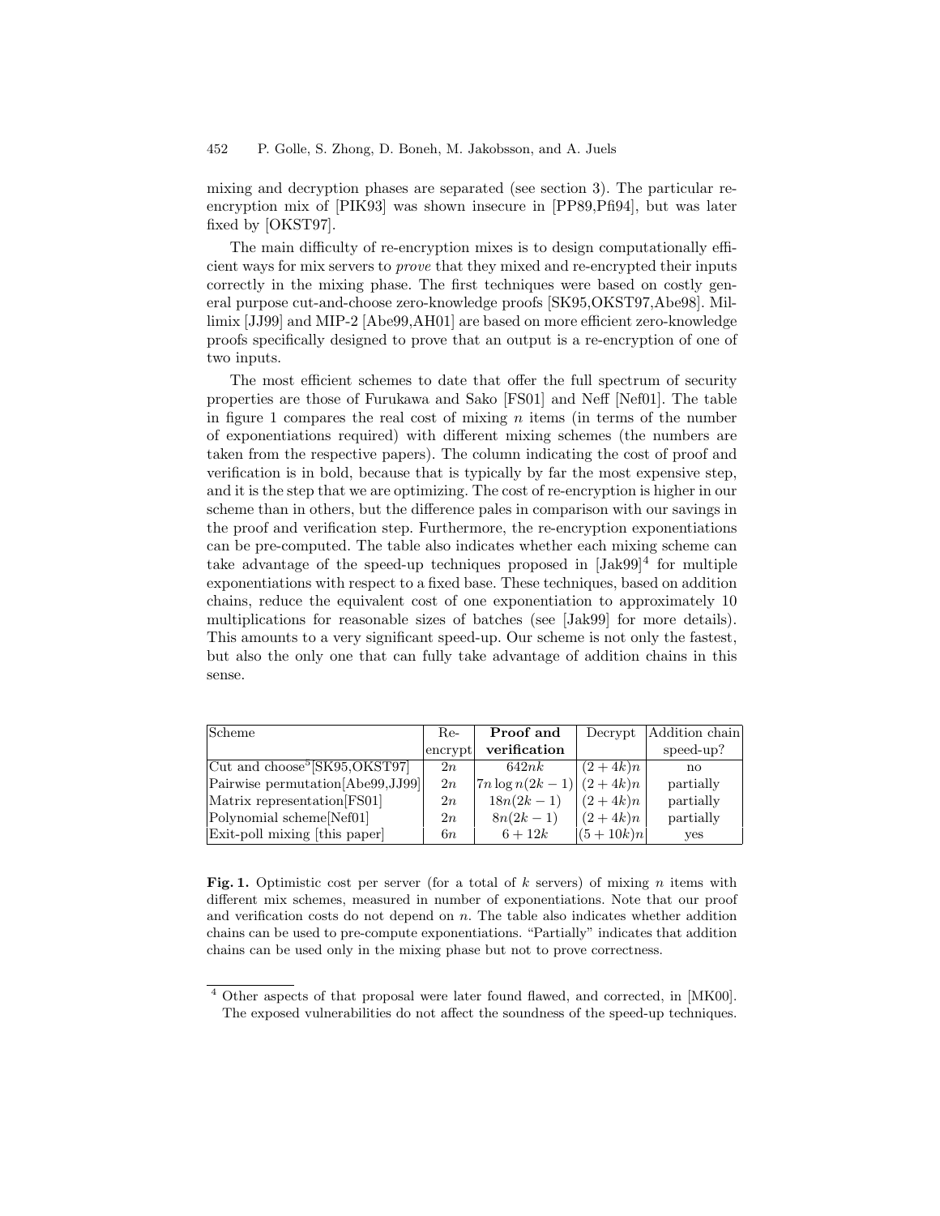mixing and decryption phases are separated (see section 3). The particular re-encryption mix of [PIK93] was shown insecure in [PP89,Pfi94], but was later fixed by [OKST97].

The main difficulty of re-encryption mixes is to design computationally efficient ways for mix servers to *prove* that they mixed and re-encrypted their inputs correctly in the mixing phase. The first techniques were based on costly general purpose cut-and-choose zero-knowledge proofs [SK95,OKST97,Abe98]. Millimix [JJ99] and MIP-2 [Abe99,AH01] are based on more efficient zero-knowledge proofs specifically designed to prove that an output is a re-encryption of one of two inputs.

The most efficient schemes to date that offer the full spectrum of security properties are those of Furukawa and Sako [FS01] and Neff [Nef01]. The table in figure 1 compares the real cost of mixing $n$ items (in terms of the number of exponentiations required) with different mixing schemes (the numbers are taken from the respective papers). The column indicating the cost of proof and verification is in bold, because that is typically by far the most expensive step, and it is the step that we are optimizing. The cost of re-encryption is higher in our scheme than in others, but the difference pales in comparison with our savings in the proof and verification step. Furthermore, the re-encryption exponentiations can be pre-computed. The table also indicates whether each mixing scheme can take advantage of the speed-up techniques proposed in [Jak99][4] for multiple exponentiations with respect to a fixed base. These techniques, based on addition chains, reduce the equivalent cost of one exponentiation to approximately 10 multiplications for reasonable sizes of batches (see [Jak99] for more details). This amounts to a very significant speed-up. Our scheme is not only the fastest, but also the only one that can fully take advantage of addition chains in this sense.

| Scheme | Re-encrypt | **Proof and verification** | Decrypt | Addition chain speed-up? |
|---|---|---|---|---|
| Cut and choose[5][SK95,OKST97] | $2n$ | $642nk$ | $(2+4k)n$ | no |
| Pairwise permutation[Abe99,JJ99] | $2n$ | $7n\log n(2k-1)$ | $(2+4k)n$ | partially |
| Matrix representation[FS01] | $2n$ | $18n(2k-1)$ | $(2+4k)n$ | partially |
| Polynomial scheme[Nef01] | $2n$ | $8n(2k-1)$ | $(2+4k)n$ | partially |
| Exit-poll mixing [this paper] | $6n$ | $6+12k$ | $(5+10k)n$ | yes |

**Fig. 1.** Optimistic cost per server (for a total of $k$ servers) of mixing $n$ items with different mix schemes, measured in number of exponentiations. Note that our proof and verification costs do not depend on $n$. The table also indicates whether addition chains can be used to pre-compute exponentiations. "Partially" indicates that addition chains can be used only in the mixing phase but not to prove correctness.

[4] Other aspects of that proposal were later found flawed, and corrected, in [MK00]. The exposed vulnerabilities do not affect the soundness of the speed-up techniques.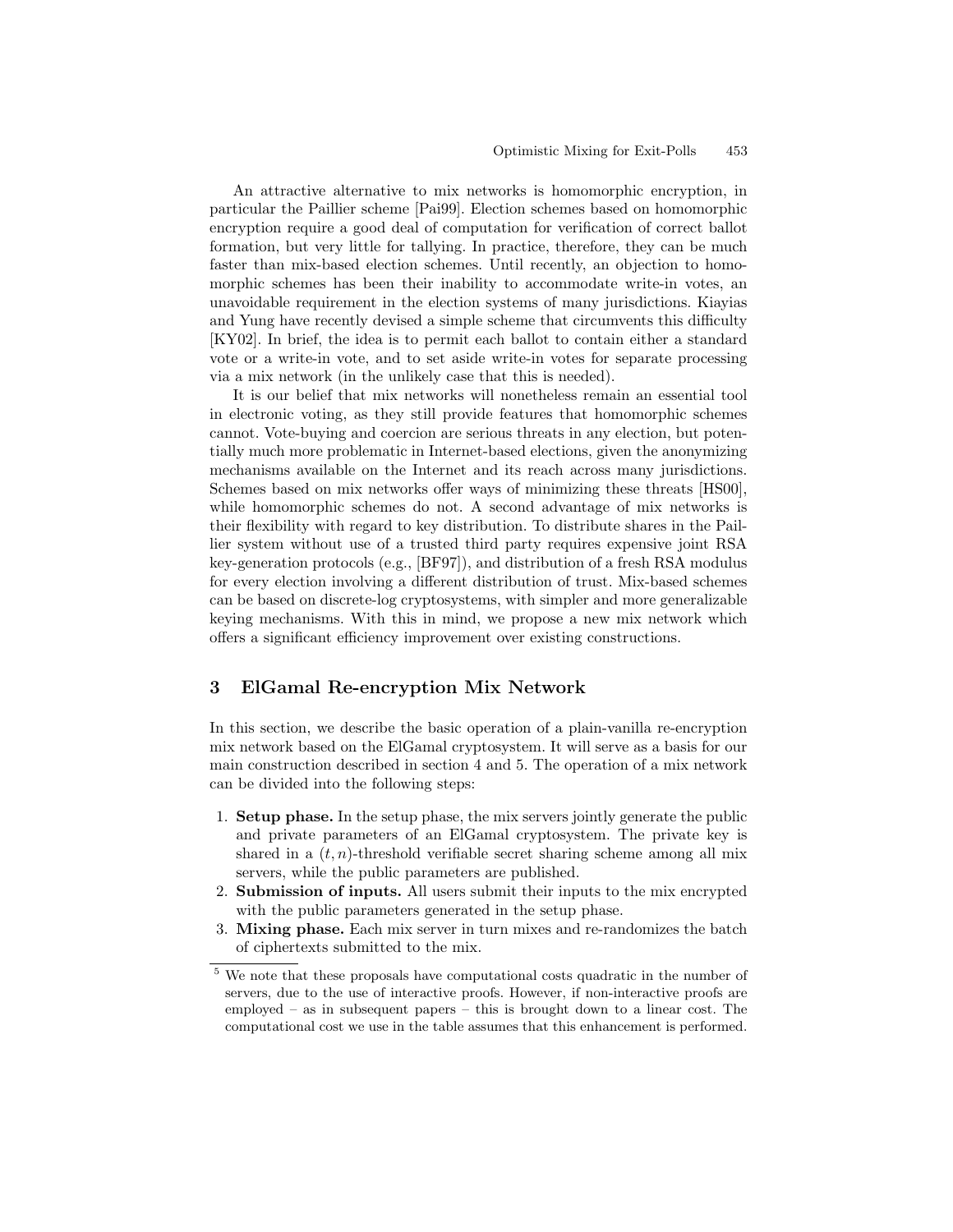An attractive alternative to mix networks is homomorphic encryption, in particular the Paillier scheme [Pai99]. Election schemes based on homomorphic encryption require a good deal of computation for verification of correct ballot formation, but very little for tallying. In practice, therefore, they can be much faster than mix-based election schemes. Until recently, an objection to homomorphic schemes has been their inability to accommodate write-in votes, an unavoidable requirement in the election systems of many jurisdictions. Kiayias and Yung have recently devised a simple scheme that circumvents this difficulty [KY02]. In brief, the idea is to permit each ballot to contain either a standard vote or a write-in vote, and to set aside write-in votes for separate processing via a mix network (in the unlikely case that this is needed).

It is our belief that mix networks will nonetheless remain an essential tool in electronic voting, as they still provide features that homomorphic schemes cannot. Vote-buying and coercion are serious threats in any election, but potentially much more problematic in Internet-based elections, given the anonymizing mechanisms available on the Internet and its reach across many jurisdictions. Schemes based on mix networks offer ways of minimizing these threats [HS00], while homomorphic schemes do not. A second advantage of mix networks is their flexibility with regard to key distribution. To distribute shares in the Paillier system without use of a trusted third party requires expensive joint RSA key-generation protocols (e.g., [BF97]), and distribution of a fresh RSA modulus for every election involving a different distribution of trust. Mix-based schemes can be based on discrete-log cryptosystems, with simpler and more generalizable keying mechanisms. With this in mind, we propose a new mix network which offers a significant efficiency improvement over existing constructions.

## 3 ElGamal Re-encryption Mix Network

In this section, we describe the basic operation of a plain-vanilla re-encryption mix network based on the ElGamal cryptosystem. It will serve as a basis for our main construction described in section 4 and 5. The operation of a mix network can be divided into the following steps:

1. **Setup phase.** In the setup phase, the mix servers jointly generate the public and private parameters of an ElGamal cryptosystem. The private key is shared in a $(t, n)$-threshold verifiable secret sharing scheme among all mix servers, while the public parameters are published.
2. **Submission of inputs.** All users submit their inputs to the mix encrypted with the public parameters generated in the setup phase.
3. **Mixing phase.** Each mix server in turn mixes and re-randomizes the batch of ciphertexts submitted to the mix.

[5] We note that these proposals have computational costs quadratic in the number of servers, due to the use of interactive proofs. However, if non-interactive proofs are employed – as in subsequent papers – this is brought down to a linear cost. The computational cost we use in the table assumes that this enhancement is performed.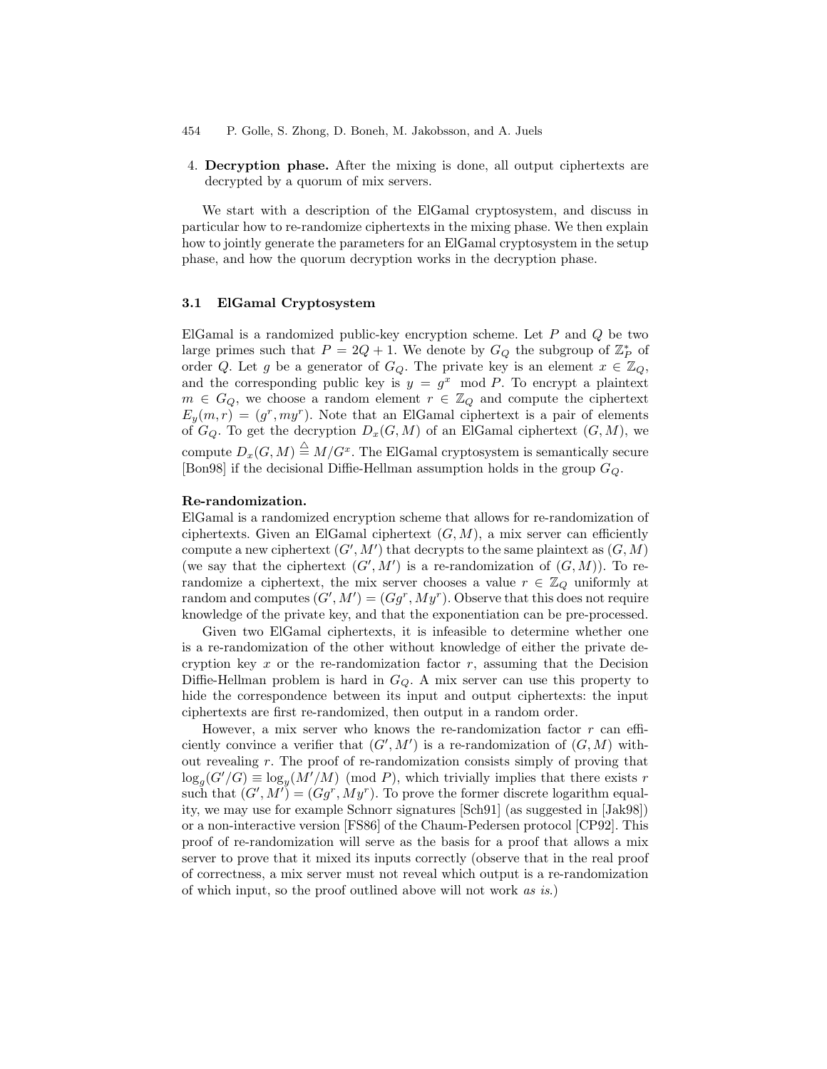4. **Decryption phase.** After the mixing is done, all output ciphertexts are decrypted by a quorum of mix servers.

We start with a description of the ElGamal cryptosystem, and discuss in particular how to re-randomize ciphertexts in the mixing phase. We then explain how to jointly generate the parameters for an ElGamal cryptosystem in the setup phase, and how the quorum decryption works in the decryption phase.

### 3.1 ElGamal Cryptosystem

ElGamal is a randomized public-key encryption scheme. Let $P$ and $Q$ be two large primes such that $P = 2Q + 1$. We denote by $G_Q$ the subgroup of $\mathbb{Z}_P^*$ of order $Q$. Let $g$ be a generator of $G_Q$. The private key is an element $x \in \mathbb{Z}_Q$, and the corresponding public key is $y = g^x \mod P$. To encrypt a plaintext $m \in G_Q$, we choose a random element $r \in \mathbb{Z}_Q$ and compute the ciphertext $E_y(m, r) = (g^r, my^r)$. Note that an ElGamal ciphertext is a pair of elements of $G_Q$. To get the decryption $D_x(G, M)$ of an ElGamal ciphertext $(G, M)$, we compute $D_x(G, M) \stackrel{\triangle}{=} M/G^x$. The ElGamal cryptosystem is semantically secure [Bon98] if the decisional Diffie-Hellman assumption holds in the group $G_Q$.

**Re-randomization.**
ElGamal is a randomized encryption scheme that allows for re-randomization of ciphertexts. Given an ElGamal ciphertext $(G, M)$, a mix server can efficiently compute a new ciphertext $(G', M')$ that decrypts to the same plaintext as $(G, M)$ (we say that the ciphertext $(G', M')$ is a re-randomization of $(G, M)$). To re-randomize a ciphertext, the mix server chooses a value $r \in \mathbb{Z}_Q$ uniformly at random and computes $(G', M') = (Gg^r, My^r)$. Observe that this does not require knowledge of the private key, and that the exponentiation can be pre-processed.

Given two ElGamal ciphertexts, it is infeasible to determine whether one is a re-randomization of the other without knowledge of either the private decryption key $x$ or the re-randomization factor $r$, assuming that the Decision Diffie-Hellman problem is hard in $G_Q$. A mix server can use this property to hide the correspondence between its input and output ciphertexts: the input ciphertexts are first re-randomized, then output in a random order.

However, a mix server who knows the re-randomization factor $r$ can efficiently convince a verifier that $(G', M')$ is a re-randomization of $(G, M)$ without revealing $r$. The proof of re-randomization consists simply of proving that $\log_g(G'/G) \equiv \log_y(M'/M) \pmod P$, which trivially implies that there exists $r$ such that $(G', M') = (Gg^r, My^r)$. To prove the former discrete logarithm equality, we may use for example Schnorr signatures [Sch91] (as suggested in [Jak98]) or a non-interactive version [FS86] of the Chaum-Pedersen protocol [CP92]. This proof of re-randomization will serve as the basis for a proof that allows a mix server to prove that it mixed its inputs correctly (observe that in the real proof of correctness, a mix server must not reveal which output is a re-randomization of which input, so the proof outlined above will not work *as is*.)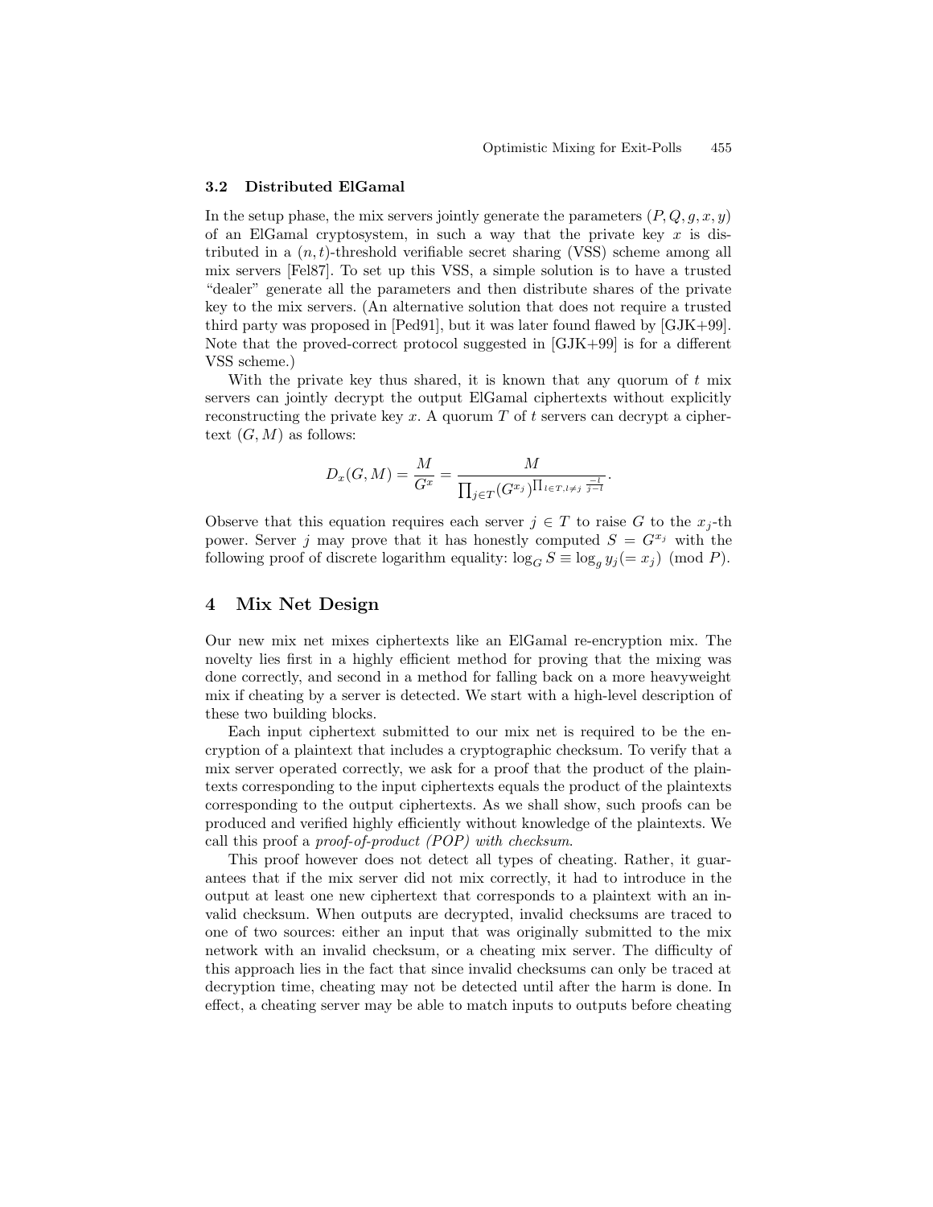### 3.2 Distributed ElGamal

In the setup phase, the mix servers jointly generate the parameters $(P, Q, g, x, y)$ of an ElGamal cryptosystem, in such a way that the private key $x$ is distributed in a $(n, t)$-threshold verifiable secret sharing (VSS) scheme among all mix servers [Fel87]. To set up this VSS, a simple solution is to have a trusted "dealer" generate all the parameters and then distribute shares of the private key to the mix servers. (An alternative solution that does not require a trusted third party was proposed in [Ped91], but it was later found flawed by [GJK+99]. Note that the proved-correct protocol suggested in [GJK+99] is for a different VSS scheme.)

With the private key thus shared, it is known that any quorum of $t$ mix servers can jointly decrypt the output ElGamal ciphertexts without explicitly reconstructing the private key $x$. A quorum $T$ of $t$ servers can decrypt a ciphertext $(G, M)$ as follows:

$$D_x(G, M) = \frac{M}{G^x} = \frac{M}{\prod_{j \in T} (G^{x_j})^{\prod_{l \in T, l \neq j} \frac{-l}{j-l}}}.$$

Observe that this equation requires each server $j \in T$ to raise $G$ to the $x_j$-th power. Server $j$ may prove that it has honestly computed $S = G^{x_j}$ with the following proof of discrete logarithm equality: $\log_G S \equiv \log_g y_j (= x_j) \pmod{P}$.

## 4 Mix Net Design

Our new mix net mixes ciphertexts like an ElGamal re-encryption mix. The novelty lies first in a highly efficient method for proving that the mixing was done correctly, and second in a method for falling back on a more heavyweight mix if cheating by a server is detected. We start with a high-level description of these two building blocks.

Each input ciphertext submitted to our mix net is required to be the encryption of a plaintext that includes a cryptographic checksum. To verify that a mix server operated correctly, we ask for a proof that the product of the plaintexts corresponding to the input ciphertexts equals the product of the plaintexts corresponding to the output ciphertexts. As we shall show, such proofs can be produced and verified highly efficiently without knowledge of the plaintexts. We call this proof a *proof-of-product (POP) with checksum*.

This proof however does not detect all types of cheating. Rather, it guarantees that if the mix server did not mix correctly, it had to introduce in the output at least one new ciphertext that corresponds to a plaintext with an invalid checksum. When outputs are decrypted, invalid checksums are traced to one of two sources: either an input that was originally submitted to the mix network with an invalid checksum, or a cheating mix server. The difficulty of this approach lies in the fact that since invalid checksums can only be traced at decryption time, cheating may not be detected until after the harm is done. In effect, a cheating server may be able to match inputs to outputs before cheating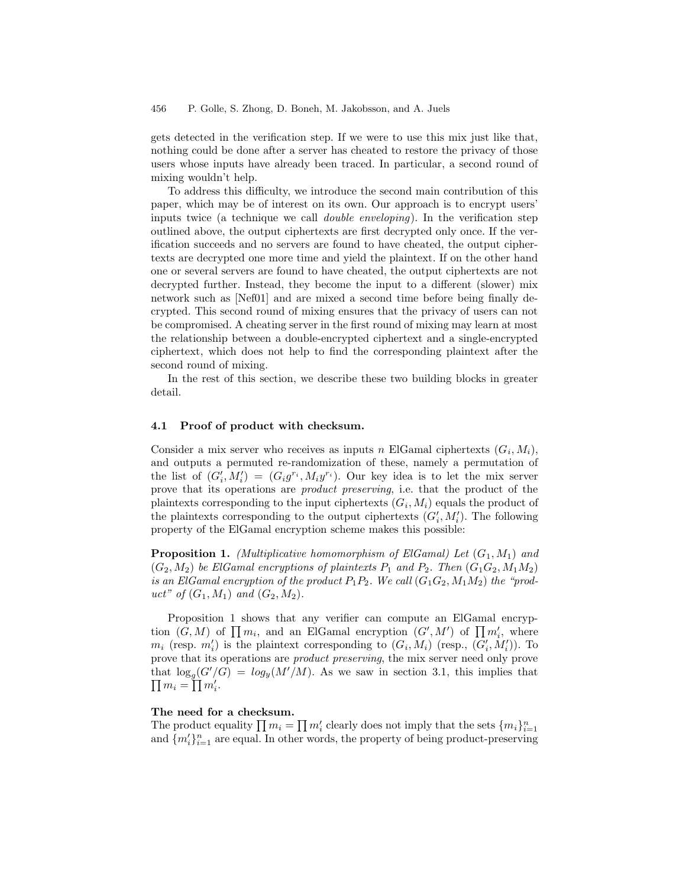gets detected in the verification step. If we were to use this mix just like that, nothing could be done after a server has cheated to restore the privacy of those users whose inputs have already been traced. In particular, a second round of mixing wouldn't help.

To address this difficulty, we introduce the second main contribution of this paper, which may be of interest on its own. Our approach is to encrypt users' inputs twice (a technique we call *double enveloping*). In the verification step outlined above, the output ciphertexts are first decrypted only once. If the verification succeeds and no servers are found to have cheated, the output ciphertexts are decrypted one more time and yield the plaintext. If on the other hand one or several servers are found to have cheated, the output ciphertexts are not decrypted further. Instead, they become the input to a different (slower) mix network such as [Nef01] and are mixed a second time before being finally decrypted. This second round of mixing ensures that the privacy of users can not be compromised. A cheating server in the first round of mixing may learn at most the relationship between a double-encrypted ciphertext and a single-encrypted ciphertext, which does not help to find the corresponding plaintext after the second round of mixing.

In the rest of this section, we describe these two building blocks in greater detail.

### 4.1 Proof of product with checksum.

Consider a mix server who receives as inputs $n$ ElGamal ciphertexts $(G_i, M_i)$, and outputs a permuted re-randomization of these, namely a permutation of the list of $(G'_i, M'_i) = (G_i g^{r_i}, M_i y^{r_i})$. Our key idea is to let the mix server prove that its operations are *product preserving*, i.e. that the product of the plaintexts corresponding to the input ciphertexts $(G_i, M_i)$ equals the product of the plaintexts corresponding to the output ciphertexts $(G'_i, M'_i)$. The following property of the ElGamal encryption scheme makes this possible:

**Proposition 1.** *(Multiplicative homomorphism of ElGamal) Let $(G_1, M_1)$ and $(G_2, M_2)$ be ElGamal encryptions of plaintexts $P_1$ and $P_2$. Then $(G_1G_2, M_1M_2)$ is an ElGamal encryption of the product $P_1P_2$. We call $(G_1G_2, M_1M_2)$ the "product" of $(G_1, M_1)$ and $(G_2, M_2)$.*

Proposition 1 shows that any verifier can compute an ElGamal encryption $(G, M)$ of $\prod m_i$, and an ElGamal encryption $(G', M')$ of $\prod m'_i$, where $m_i$ (resp. $m'_i$) is the plaintext corresponding to $(G_i, M_i)$ (resp., $(G'_i, M'_i)$). To prove that its operations are *product preserving*, the mix server need only prove that $\log_g(G'/G) = log_y(M'/M)$. As we saw in section 3.1, this implies that $\prod m_i = \prod m'_i$.

**The need for a checksum.**
The product equality $\prod m_i = \prod m'_i$ clearly does not imply that the sets $\{m_i\}_{i=1}^n$ and $\{m'_i\}_{i=1}^n$ are equal. In other words, the property of being product-preserving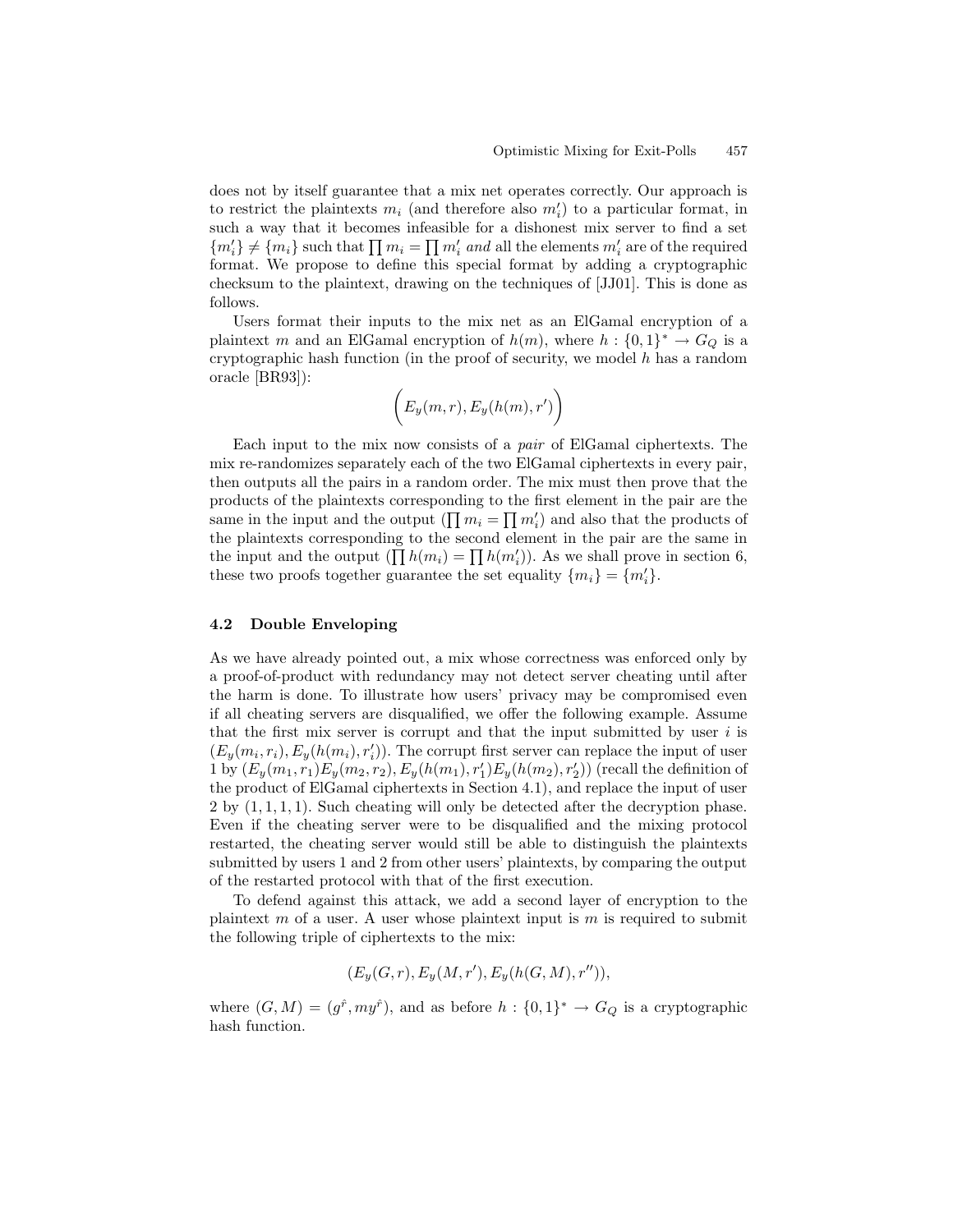does not by itself guarantee that a mix net operates correctly. Our approach is to restrict the plaintexts $m_i$ (and therefore also $m'_i$) to a particular format, in such a way that it becomes infeasible for a dishonest mix server to find a set $\{m'_i\} \neq \{m_i\}$ such that $\prod m_i = \prod m'_i$ *and* all the elements $m'_i$ are of the required format. We propose to define this special format by adding a cryptographic checksum to the plaintext, drawing on the techniques of [JJ01]. This is done as follows.

Users format their inputs to the mix net as an ElGamal encryption of a plaintext $m$ and an ElGamal encryption of $h(m)$, where $h : \{0,1\}^* \rightarrow G_Q$ is a cryptographic hash function (in the proof of security, we model $h$ has a random oracle [BR93]):

$$\left(E_y(m, r), E_y(h(m), r')\right)$$

Each input to the mix now consists of a *pair* of ElGamal ciphertexts. The mix re-randomizes separately each of the two ElGamal ciphertexts in every pair, then outputs all the pairs in a random order. The mix must then prove that the products of the plaintexts corresponding to the first element in the pair are the same in the input and the output ($\prod m_i = \prod m'_i$) and also that the products of the plaintexts corresponding to the second element in the pair are the same in the input and the output ($\prod h(m_i) = \prod h(m'_i)$). As we shall prove in section 6, these two proofs together guarantee the set equality $\{m_i\} = \{m'_i\}$.

### 4.2 Double Enveloping

As we have already pointed out, a mix whose correctness was enforced only by a proof-of-product with redundancy may not detect server cheating until after the harm is done. To illustrate how users' privacy may be compromised even if all cheating servers are disqualified, we offer the following example. Assume that the first mix server is corrupt and that the input submitted by user $i$ is $(E_y(m_i, r_i), E_y(h(m_i), r'_i))$. The corrupt first server can replace the input of user 1 by $(E_y(m_1, r_1)E_y(m_2, r_2), E_y(h(m_1), r'_1)E_y(h(m_2), r'_2))$ (recall the definition of the product of ElGamal ciphertexts in Section 4.1), and replace the input of user 2 by $(1, 1, 1, 1)$. Such cheating will only be detected after the decryption phase. Even if the cheating server were to be disqualified and the mixing protocol restarted, the cheating server would still be able to distinguish the plaintexts submitted by users 1 and 2 from other users' plaintexts, by comparing the output of the restarted protocol with that of the first execution.

To defend against this attack, we add a second layer of encryption to the plaintext $m$ of a user. A user whose plaintext input is $m$ is required to submit the following triple of ciphertexts to the mix:

$$(E_y(G, r), E_y(M, r'), E_y(h(G, M), r'')),$$

where $(G, M) = (g^{\hat{r}}, my^{\hat{r}})$, and as before $h : \{0,1\}^* \rightarrow G_Q$ is a cryptographic hash function.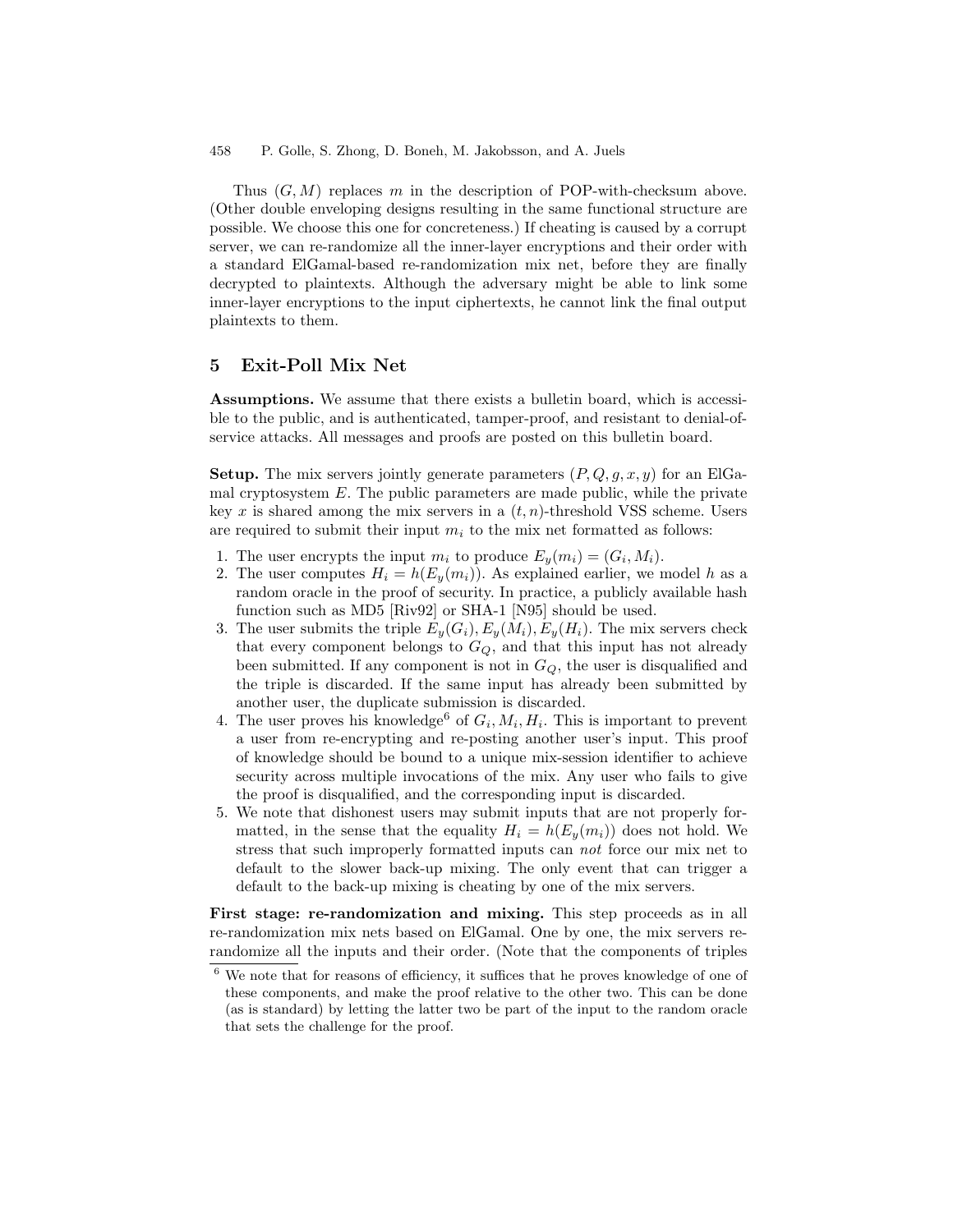Thus $(G, M)$ replaces $m$ in the description of POP-with-checksum above. (Other double enveloping designs resulting in the same functional structure are possible. We choose this one for concreteness.) If cheating is caused by a corrupt server, we can re-randomize all the inner-layer encryptions and their order with a standard ElGamal-based re-randomization mix net, before they are finally decrypted to plaintexts. Although the adversary might be able to link some inner-layer encryptions to the input ciphertexts, he cannot link the final output plaintexts to them.

## 5 Exit-Poll Mix Net

**Assumptions.** We assume that there exists a bulletin board, which is accessible to the public, and is authenticated, tamper-proof, and resistant to denial-of-service attacks. All messages and proofs are posted on this bulletin board.

**Setup.** The mix servers jointly generate parameters $(P, Q, g, x, y)$ for an ElGamal cryptosystem $E$. The public parameters are made public, while the private key $x$ is shared among the mix servers in a $(t, n)$-threshold VSS scheme. Users are required to submit their input $m_i$ to the mix net formatted as follows:

1. The user encrypts the input $m_i$ to produce $E_y(m_i) = (G_i, M_i)$.
2. The user computes $H_i = h(E_y(m_i))$. As explained earlier, we model $h$ as a random oracle in the proof of security. In practice, a publicly available hash function such as MD5 [Riv92] or SHA-1 [N95] should be used.
3. The user submits the triple $E_y(G_i), E_y(M_i), E_y(H_i)$. The mix servers check that every component belongs to $G_Q$, and that this input has not already been submitted. If any component is not in $G_Q$, the user is disqualified and the triple is discarded. If the same input has already been submitted by another user, the duplicate submission is discarded.
4. The user proves his knowledge[6] of $G_i, M_i, H_i$. This is important to prevent a user from re-encrypting and re-posting another user's input. This proof of knowledge should be bound to a unique mix-session identifier to achieve security across multiple invocations of the mix. Any user who fails to give the proof is disqualified, and the corresponding input is discarded.
5. We note that dishonest users may submit inputs that are not properly formatted, in the sense that the equality $H_i = h(E_y(m_i))$ does not hold. We stress that such improperly formatted inputs can *not* force our mix net to default to the slower back-up mixing. The only event that can trigger a default to the back-up mixing is cheating by one of the mix servers.

**First stage: re-randomization and mixing.** This step proceeds as in all re-randomization mix nets based on ElGamal. One by one, the mix servers re-randomize all the inputs and their order. (Note that the components of triples

[6] We note that for reasons of efficiency, it suffices that he proves knowledge of one of these components, and make the proof relative to the other two. This can be done (as is standard) by letting the latter two be part of the input to the random oracle that sets the challenge for the proof.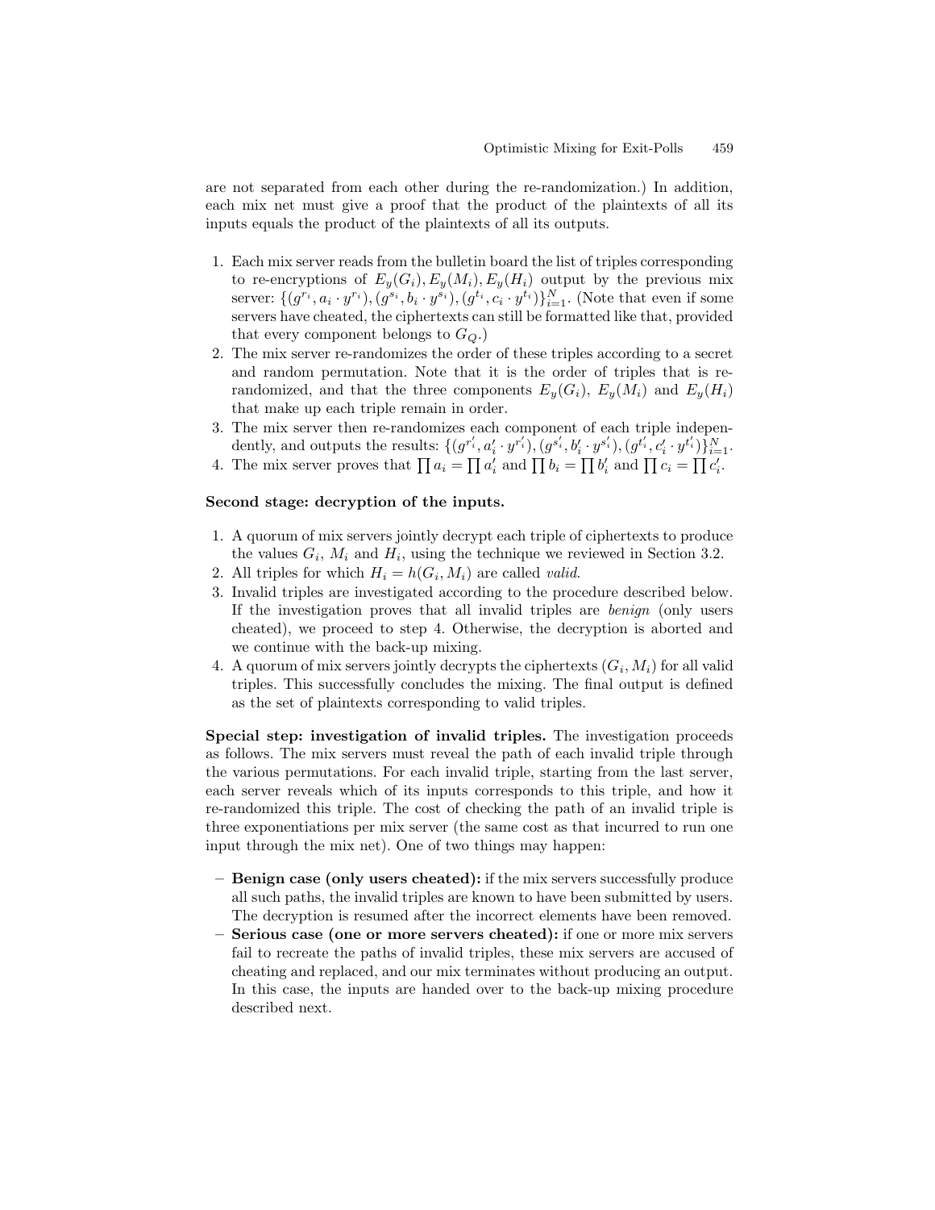are not separated from each other during the re-randomization.) In addition, each mix net must give a proof that the product of the plaintexts of all its inputs equals the product of the plaintexts of all its outputs.

1. Each mix server reads from the bulletin board the list of triples corresponding to re-encryptions of $E_y(G_i), E_y(M_i), E_y(H_i)$ output by the previous mix server: $\{(g^{r_i}, a_i \cdot y^{r_i}), (g^{s_i}, b_i \cdot y^{s_i}), (g^{t_i}, c_i \cdot y^{t_i})\}_{i=1}^{N}$. (Note that even if some servers have cheated, the ciphertexts can still be formatted like that, provided that every component belongs to $G_Q$.)
2. The mix server re-randomizes the order of these triples according to a secret and random permutation. Note that it is the order of triples that is re-randomized, and that the three components $E_y(G_i)$, $E_y(M_i)$ and $E_y(H_i)$ that make up each triple remain in order.
3. The mix server then re-randomizes each component of each triple independently, and outputs the results: $\{(g^{r'_i}, a'_i \cdot y^{r'_i}), (g^{s'_i}, b'_i \cdot y^{s'_i}), (g^{t'_i}, c'_i \cdot y^{t'_i})\}_{i=1}^{N}$.
4. The mix server proves that $\prod a_i = \prod a'_i$ and $\prod b_i = \prod b'_i$ and $\prod c_i = \prod c'_i$.

**Second stage: decryption of the inputs.**

1. A quorum of mix servers jointly decrypt each triple of ciphertexts to produce the values $G_i$, $M_i$ and $H_i$, using the technique we reviewed in Section 3.2.
2. All triples for which $H_i = h(G_i, M_i)$ are called *valid*.
3. Invalid triples are investigated according to the procedure described below. If the investigation proves that all invalid triples are *benign* (only users cheated), we proceed to step 4. Otherwise, the decryption is aborted and we continue with the back-up mixing.
4. A quorum of mix servers jointly decrypts the ciphertexts $(G_i, M_i)$ for all valid triples. This successfully concludes the mixing. The final output is defined as the set of plaintexts corresponding to valid triples.

**Special step: investigation of invalid triples.** The investigation proceeds as follows. The mix servers must reveal the path of each invalid triple through the various permutations. For each invalid triple, starting from the last server, each server reveals which of its inputs corresponds to this triple, and how it re-randomized this triple. The cost of checking the path of an invalid triple is three exponentiations per mix server (the same cost as that incurred to run one input through the mix net). One of two things may happen:

- **Benign case (only users cheated):** if the mix servers successfully produce all such paths, the invalid triples are known to have been submitted by users. The decryption is resumed after the incorrect elements have been removed.
- **Serious case (one or more servers cheated):** if one or more mix servers fail to recreate the paths of invalid triples, these mix servers are accused of cheating and replaced, and our mix terminates without producing an output. In this case, the inputs are handed over to the back-up mixing procedure described next.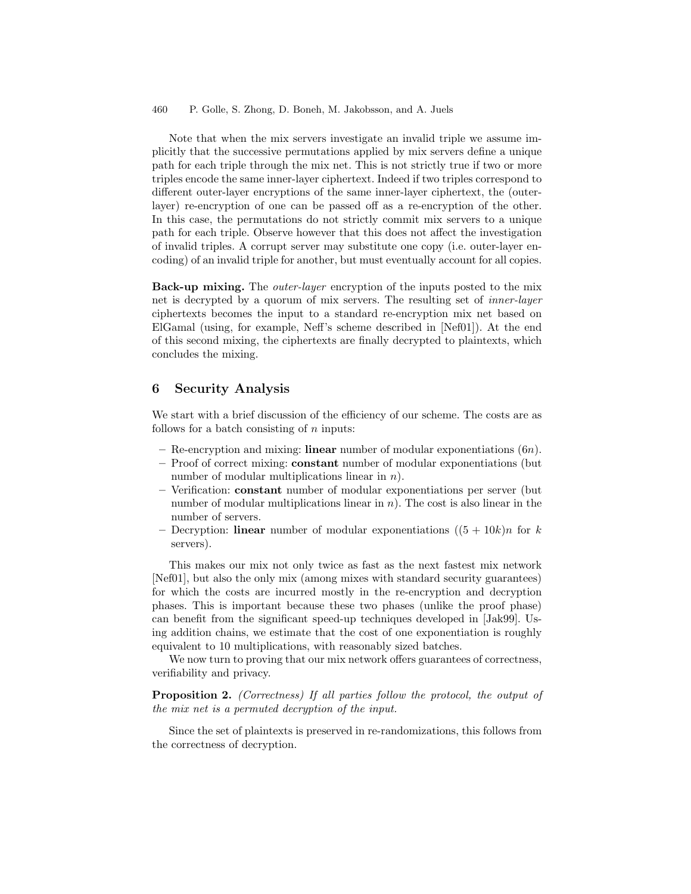Note that when the mix servers investigate an invalid triple we assume implicitly that the successive permutations applied by mix servers define a unique path for each triple through the mix net. This is not strictly true if two or more triples encode the same inner-layer ciphertext. Indeed if two triples correspond to different outer-layer encryptions of the same inner-layer ciphertext, the (outer-layer) re-encryption of one can be passed off as a re-encryption of the other. In this case, the permutations do not strictly commit mix servers to a unique path for each triple. Observe however that this does not affect the investigation of invalid triples. A corrupt server may substitute one copy (i.e. outer-layer encoding) of an invalid triple for another, but must eventually account for all copies.

**Back-up mixing.** The *outer-layer* encryption of the inputs posted to the mix net is decrypted by a quorum of mix servers. The resulting set of *inner-layer* ciphertexts becomes the input to a standard re-encryption mix net based on ElGamal (using, for example, Neff's scheme described in [Nef01]). At the end of this second mixing, the ciphertexts are finally decrypted to plaintexts, which concludes the mixing.

## 6 Security Analysis

We start with a brief discussion of the efficiency of our scheme. The costs are as follows for a batch consisting of $n$ inputs:

- Re-encryption and mixing: **linear** number of modular exponentiations ($6n$).
- Proof of correct mixing: **constant** number of modular exponentiations (but number of modular multiplications linear in $n$).
- Verification: **constant** number of modular exponentiations per server (but number of modular multiplications linear in $n$). The cost is also linear in the number of servers.
- Decryption: **linear** number of modular exponentiations ($(5 + 10k)n$ for $k$ servers).

This makes our mix not only twice as fast as the next fastest mix network [Nef01], but also the only mix (among mixes with standard security guarantees) for which the costs are incurred mostly in the re-encryption and decryption phases. This is important because these two phases (unlike the proof phase) can benefit from the significant speed-up techniques developed in [Jak99]. Using addition chains, we estimate that the cost of one exponentiation is roughly equivalent to 10 multiplications, with reasonably sized batches.

We now turn to proving that our mix network offers guarantees of correctness, verifiability and privacy.

**Proposition 2.** *(Correctness) If all parties follow the protocol, the output of the mix net is a permuted decryption of the input.*

Since the set of plaintexts is preserved in re-randomizations, this follows from the correctness of decryption.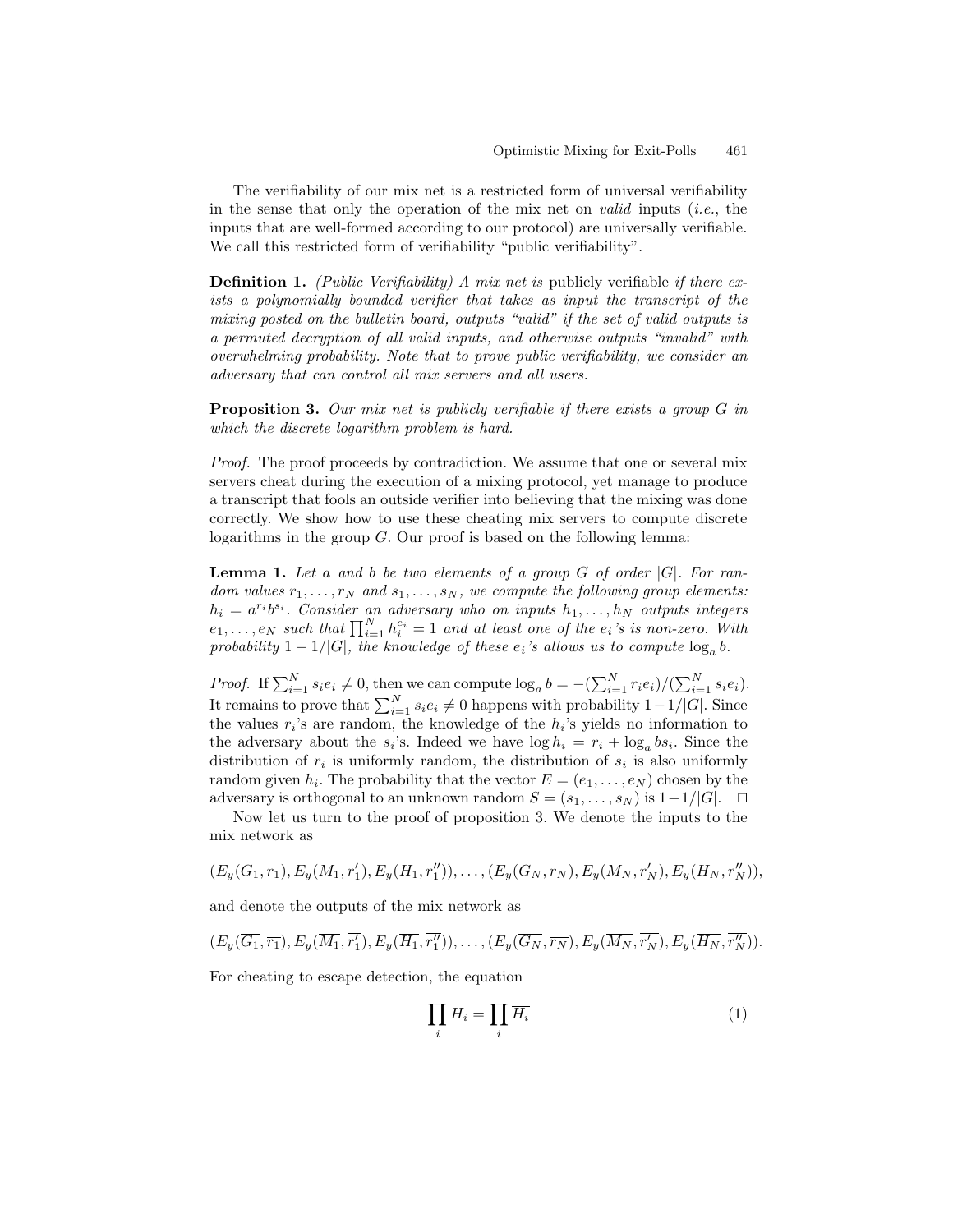The verifiability of our mix net is a restricted form of universal verifiability in the sense that only the operation of the mix net on *valid* inputs (*i.e.*, the inputs that are well-formed according to our protocol) are universally verifiable. We call this restricted form of verifiability "public verifiability".

**Definition 1.** *(Public Verifiability) A mix net is* publicly verifiable *if there exists a polynomially bounded verifier that takes as input the transcript of the mixing posted on the bulletin board, outputs "valid" if the set of valid outputs is a permuted decryption of all valid inputs, and otherwise outputs "invalid" with overwhelming probability. Note that to prove public verifiability, we consider an adversary that can control all mix servers and all users.*

**Proposition 3.** *Our mix net is publicly verifiable if there exists a group $G$ in which the discrete logarithm problem is hard.*

*Proof.* The proof proceeds by contradiction. We assume that one or several mix servers cheat during the execution of a mixing protocol, yet manage to produce a transcript that fools an outside verifier into believing that the mixing was done correctly. We show how to use these cheating mix servers to compute discrete logarithms in the group $G$. Our proof is based on the following lemma:

**Lemma 1.** *Let $a$ and $b$ be two elements of a group $G$ of order $|G|$. For random values $r_1, \ldots, r_N$ and $s_1, \ldots, s_N$, we compute the following group elements: $h_i = a^{r_i} b^{s_i}$. Consider an adversary who on inputs $h_1, \ldots, h_N$ outputs integers $e_1, \ldots, e_N$ such that $\prod_{i=1}^{N} h_i^{e_i} = 1$ and at least one of the $e_i$'s is non-zero. With probability $1 - 1/|G|$, the knowledge of these $e_i$'s allows us to compute $\log_a b$.*

*Proof.* If $\sum_{i=1}^{N} s_i e_i \neq 0$, then we can compute $\log_a b = -(\sum_{i=1}^{N} r_i e_i)/(\sum_{i=1}^{N} s_i e_i)$. It remains to prove that $\sum_{i=1}^{N} s_i e_i \neq 0$ happens with probability $1 - 1/|G|$. Since the values $r_i$'s are random, the knowledge of the $h_i$'s yields no information to the adversary about the $s_i$'s. Indeed we have $\log h_i = r_i + \log_a b s_i$. Since the distribution of $r_i$ is uniformly random, the distribution of $s_i$ is also uniformly random given $h_i$. The probability that the vector $E = (e_1, \ldots, e_N)$ chosen by the adversary is orthogonal to an unknown random $S = (s_1, \ldots, s_N)$ is $1 - 1/|G|$. □

Now let us turn to the proof of proposition 3. We denote the inputs to the mix network as

$$(E_y(G_1, r_1), E_y(M_1, r_1'), E_y(H_1, r_1'')), \ldots, (E_y(G_N, r_N), E_y(M_N, r_N'), E_y(H_N, r_N'')),$$

and denote the outputs of the mix network as

$$(E_y(\overline{G_1}, \overline{r_1}), E_y(\overline{M_1}, \overline{r_1'}), E_y(\overline{H_1}, \overline{r_1''})), \ldots, (E_y(\overline{G_N}, \overline{r_N}), E_y(\overline{M_N}, \overline{r_N'}), E_y(\overline{H_N}, \overline{r_N''})).$$

For cheating to escape detection, the equation

$$\prod_i H_i = \prod_i \overline{H_i} \tag{1}$$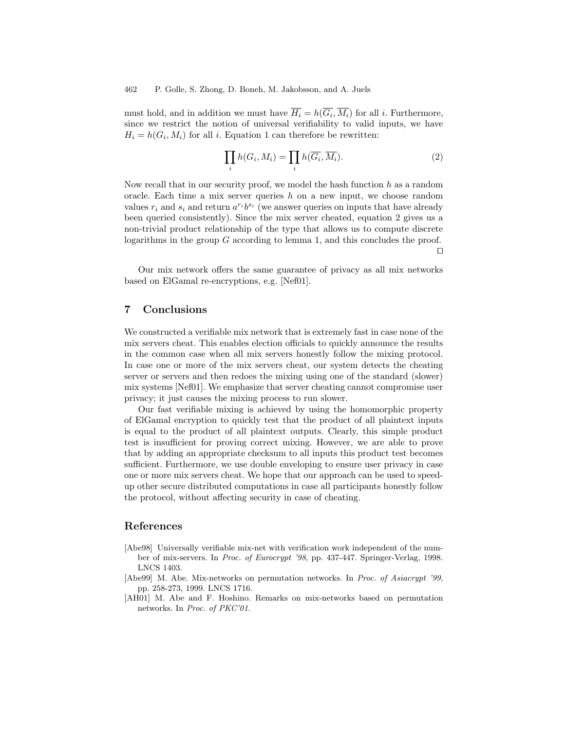must hold, and in addition we must have $\overline{H_i} = h(\overline{G_i}, \overline{M_i})$ for all $i$. Furthermore, since we restrict the notion of universal verifiability to valid inputs, we have $H_i = h(G_i, M_i)$ for all $i$. Equation 1 can therefore be rewritten:

$$\prod_i h(G_i, M_i) = \prod_i h(\overline{G_i}, \overline{M_i}). \tag{2}$$

Now recall that in our security proof, we model the hash function $h$ as a random oracle. Each time a mix server queries $h$ on a new input, we choose random values $r_i$ and $s_i$ and return $a^{r_i} b^{s_i}$ (we answer queries on inputs that have already been queried consistently). Since the mix server cheated, equation 2 gives us a non-trivial product relationship of the type that allows us to compute discrete logarithms in the group $G$ according to lemma 1, and this concludes the proof. □

Our mix network offers the same guarantee of privacy as all mix networks based on ElGamal re-encryptions, e.g. [Nef01].

## 7 Conclusions

We constructed a verifiable mix network that is extremely fast in case none of the mix servers cheat. This enables election officials to quickly announce the results in the common case when all mix servers honestly follow the mixing protocol. In case one or more of the mix servers cheat, our system detects the cheating server or servers and then redoes the mixing using one of the standard (slower) mix systems [Nef01]. We emphasize that server cheating cannot compromise user privacy; it just causes the mixing process to run slower.

Our fast verifiable mixing is achieved by using the homomorphic property of ElGamal encryption to quickly test that the product of all plaintext inputs is equal to the product of all plaintext outputs. Clearly, this simple product test is insufficient for proving correct mixing. However, we are able to prove that by adding an appropriate checksum to all inputs this product test becomes sufficient. Furthermore, we use double enveloping to ensure user privacy in case one or more mix servers cheat. We hope that our approach can be used to speed-up other secure distributed computations in case all participants honestly follow the protocol, without affecting security in case of cheating.

## References

[Abe98] Universally verifiable mix-net with verification work independent of the number of mix-servers. In *Proc. of Eurocrypt '98*, pp. 437-447. Springer-Verlag, 1998. LNCS 1403.

[Abe99] M. Abe. Mix-networks on permutation networks. In *Proc. of Asiacrypt '99*, pp. 258-273, 1999. LNCS 1716.

[AH01] M. Abe and F. Hoshino. Remarks on mix-networks based on permutation networks. In *Proc. of PKC'01*.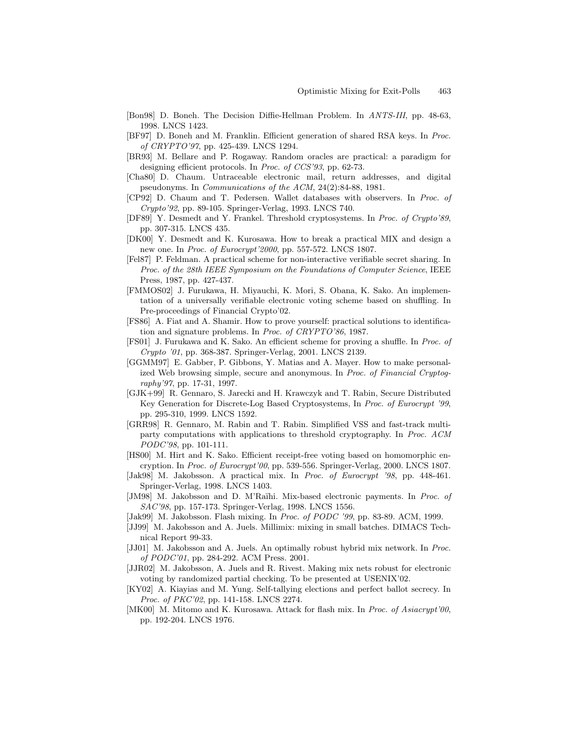[Bon98] D. Boneh. The Decision Diffie-Hellman Problem. In *ANTS-III*, pp. 48-63, 1998. LNCS 1423.

[BF97] D. Boneh and M. Franklin. Efficient generation of shared RSA keys. In *Proc. of CRYPTO'97*, pp. 425-439. LNCS 1294.

[BR93] M. Bellare and P. Rogaway. Random oracles are practical: a paradigm for designing efficient protocols. In *Proc. of CCS'93*, pp. 62-73.

[Cha80] D. Chaum. Untraceable electronic mail, return addresses, and digital pseudonyms. In *Communications of the ACM*, 24(2):84-88, 1981.

[CP92] D. Chaum and T. Pedersen. Wallet databases with observers. In *Proc. of Crypto'92*, pp. 89-105. Springer-Verlag, 1993. LNCS 740.

[DF89] Y. Desmedt and Y. Frankel. Threshold cryptosystems. In *Proc. of Crypto'89*, pp. 307-315. LNCS 435.

[DK00] Y. Desmedt and K. Kurosawa. How to break a practical MIX and design a new one. In *Proc. of Eurocrypt'2000*, pp. 557-572. LNCS 1807.

[Fel87] P. Feldman. A practical scheme for non-interactive verifiable secret sharing. In *Proc. of the 28th IEEE Symposium on the Foundations of Computer Science*, IEEE Press, 1987, pp. 427-437.

[FMMOS02] J. Furukawa, H. Miyauchi, K. Mori, S. Obana, K. Sako. An implementation of a universally verifiable electronic voting scheme based on shuffling. In Pre-proceedings of Financial Crypto'02.

[FS86] A. Fiat and A. Shamir. How to prove yourself: practical solutions to identification and signature problems. In *Proc. of CRYPTO'86*, 1987.

[FS01] J. Furukawa and K. Sako. An efficient scheme for proving a shuffle. In *Proc. of Crypto '01*, pp. 368-387. Springer-Verlag, 2001. LNCS 2139.

[GGMM97] E. Gabber, P. Gibbons, Y. Matias and A. Mayer. How to make personalized Web browsing simple, secure and anonymous. In *Proc. of Financial Cryptography'97*, pp. 17-31, 1997.

[GJK+99] R. Gennaro, S. Jarecki and H. Krawczyk and T. Rabin, Secure Distributed Key Generation for Discrete-Log Based Cryptosystems, In *Proc. of Eurocrypt '99*, pp. 295-310, 1999. LNCS 1592.

[GRR98] R. Gennaro, M. Rabin and T. Rabin. Simplified VSS and fast-track multiparty computations with applications to threshold cryptography. In *Proc. ACM PODC'98*, pp. 101-111.

[HS00] M. Hirt and K. Sako. Efficient receipt-free voting based on homomorphic encryption. In *Proc. of Eurocrypt'00*, pp. 539-556. Springer-Verlag, 2000. LNCS 1807.

[Jak98] M. Jakobsson. A practical mix. In *Proc. of Eurocrypt '98*, pp. 448-461. Springer-Verlag, 1998. LNCS 1403.

[JM98] M. Jakobsson and D. M'Raïhi. Mix-based electronic payments. In *Proc. of SAC'98*, pp. 157-173. Springer-Verlag, 1998. LNCS 1556.

[Jak99] M. Jakobsson. Flash mixing. In *Proc. of PODC '99*, pp. 83-89. ACM, 1999.

[JJ99] M. Jakobsson and A. Juels. Millimix: mixing in small batches. DIMACS Technical Report 99-33.

[JJ01] M. Jakobsson and A. Juels. An optimally robust hybrid mix network. In *Proc. of PODC'01*, pp. 284-292. ACM Press. 2001.

[JJR02] M. Jakobsson, A. Juels and R. Rivest. Making mix nets robust for electronic voting by randomized partial checking. To be presented at USENIX'02.

[KY02] A. Kiayias and M. Yung. Self-tallying elections and perfect ballot secrecy. In *Proc. of PKC'02*, pp. 141-158. LNCS 2274.

[MK00] M. Mitomo and K. Kurosawa. Attack for flash mix. In *Proc. of Asiacrypt'00*, pp. 192-204. LNCS 1976.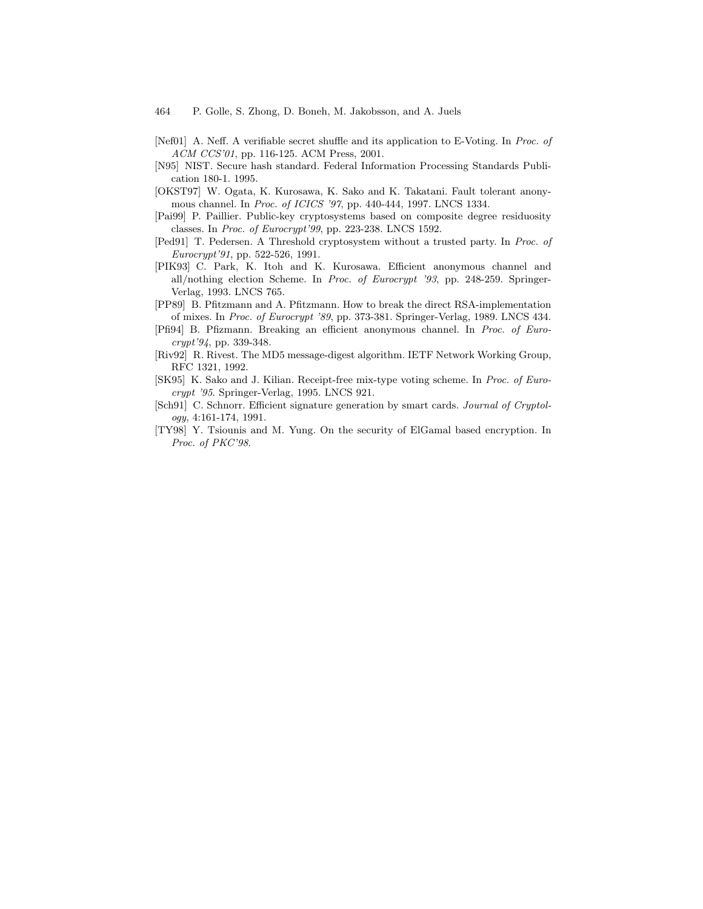[Nef01] A. Neff. A verifiable secret shuffle and its application to E-Voting. In *Proc. of ACM CCS'01*, pp. 116-125. ACM Press, 2001.

[N95] NIST. Secure hash standard. Federal Information Processing Standards Publication 180-1. 1995.

[OKST97] W. Ogata, K. Kurosawa, K. Sako and K. Takatani. Fault tolerant anonymous channel. In *Proc. of ICICS '97*, pp. 440-444, 1997. LNCS 1334.

[Pai99] P. Paillier. Public-key cryptosystems based on composite degree residuosity classes. In *Proc. of Eurocrypt'99*, pp. 223-238. LNCS 1592.

[Ped91] T. Pedersen. A Threshold cryptosystem without a trusted party. In *Proc. of Eurocrypt'91*, pp. 522-526, 1991.

[PIK93] C. Park, K. Itoh and K. Kurosawa. Efficient anonymous channel and all/nothing election Scheme. In *Proc. of Eurocrypt '93*, pp. 248-259. Springer-Verlag, 1993. LNCS 765.

[PP89] B. Pfitzmann and A. Pfitzmann. How to break the direct RSA-implementation of mixes. In *Proc. of Eurocrypt '89*, pp. 373-381. Springer-Verlag, 1989. LNCS 434.

[Pfi94] B. Pfizmann. Breaking an efficient anonymous channel. In *Proc. of Eurocrypt'94*, pp. 339-348.

[Riv92] R. Rivest. The MD5 message-digest algorithm. IETF Network Working Group, RFC 1321, 1992.

[SK95] K. Sako and J. Kilian. Receipt-free mix-type voting scheme. In *Proc. of Eurocrypt '95*. Springer-Verlag, 1995. LNCS 921.

[Sch91] C. Schnorr. Efficient signature generation by smart cards. *Journal of Cryptology*, 4:161-174, 1991.

[TY98] Y. Tsiounis and M. Yung. On the security of ElGamal based encryption. In *Proc. of PKC'98*.